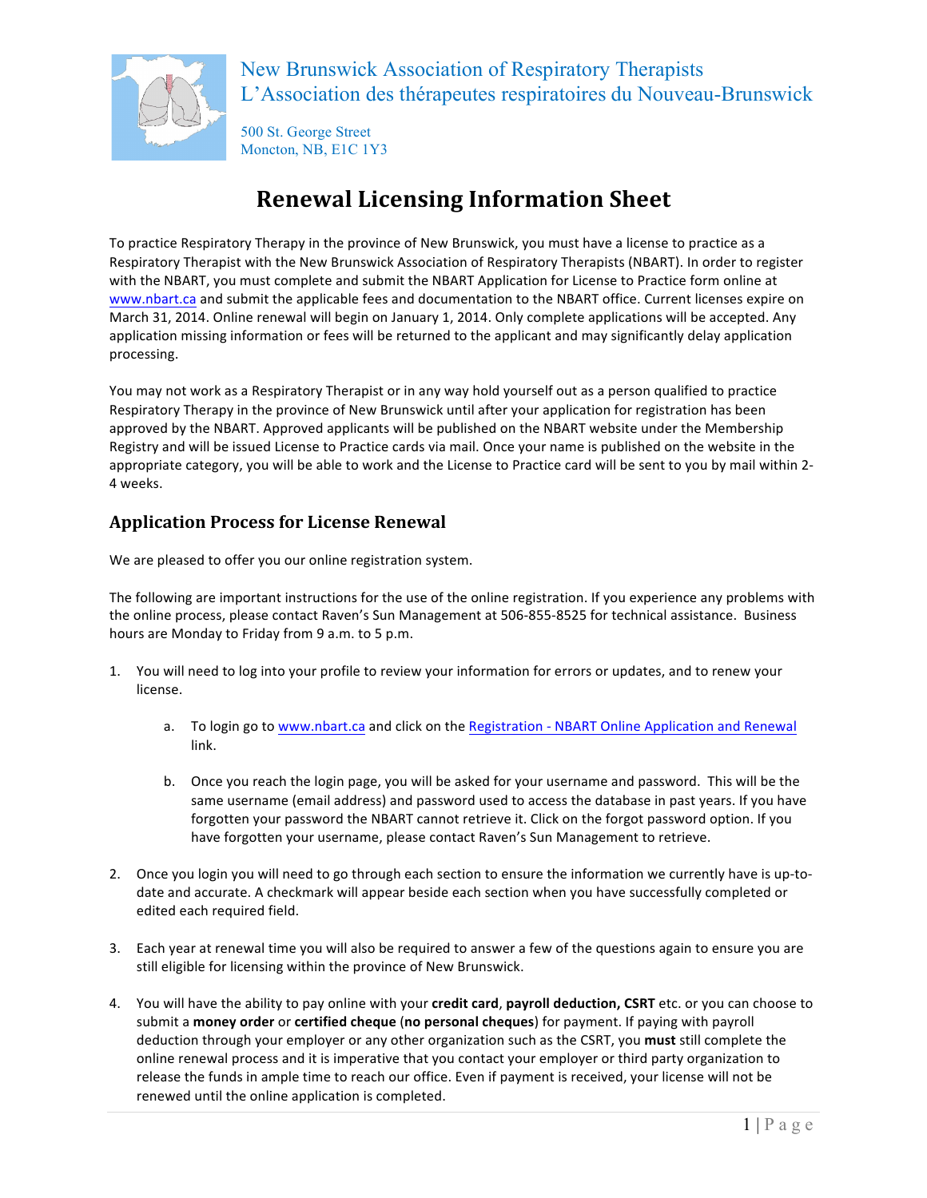New Brunswick Association of Respiratory Therapists
L'Association des thérapeutes respiratoires du Nouveau-Brunswick

500 St. George Street
Moncton, NB, E1C 1Y3

# Renewal Licensing Information Sheet

To practice Respiratory Therapy in the province of New Brunswick, you must have a license to practice as a Respiratory Therapist with the New Brunswick Association of Respiratory Therapists (NBART). In order to register with the NBART, you must complete and submit the NBART Application for License to Practice form online at www.nbart.ca and submit the applicable fees and documentation to the NBART office. Current licenses expire on March 31, 2014. Online renewal will begin on January 1, 2014. Only complete applications will be accepted. Any application missing information or fees will be returned to the applicant and may significantly delay application processing.

You may not work as a Respiratory Therapist or in any way hold yourself out as a person qualified to practice Respiratory Therapy in the province of New Brunswick until after your application for registration has been approved by the NBART. Approved applicants will be published on the NBART website under the Membership Registry and will be issued License to Practice cards via mail. Once your name is published on the website in the appropriate category, you will be able to work and the License to Practice card will be sent to you by mail within 2-4 weeks.

## Application Process for License Renewal

We are pleased to offer you our online registration system.

The following are important instructions for the use of the online registration. If you experience any problems with the online process, please contact Raven's Sun Management at 506-855-8525 for technical assistance. Business hours are Monday to Friday from 9 a.m. to 5 p.m.

1. You will need to log into your profile to review your information for errors or updates, and to renew your license.

   a. To login go to www.nbart.ca and click on the Registration - NBART Online Application and Renewal link.

   b. Once you reach the login page, you will be asked for your username and password. This will be the same username (email address) and password used to access the database in past years. If you have forgotten your password the NBART cannot retrieve it. Click on the forgot password option. If you have forgotten your username, please contact Raven's Sun Management to retrieve.

2. Once you login you will need to go through each section to ensure the information we currently have is up-to-date and accurate. A checkmark will appear beside each section when you have successfully completed or edited each required field.

3. Each year at renewal time you will also be required to answer a few of the questions again to ensure you are still eligible for licensing within the province of New Brunswick.

4. You will have the ability to pay online with your **credit card**, **payroll deduction, CSRT** etc. or you can choose to submit a **money order** or **certified cheque** (**no personal cheques**) for payment. If paying with payroll deduction through your employer or any other organization such as the CSRT, you **must** still complete the online renewal process and it is imperative that you contact your employer or third party organization to release the funds in ample time to reach our office. Even if payment is received, your license will not be renewed until the online application is completed.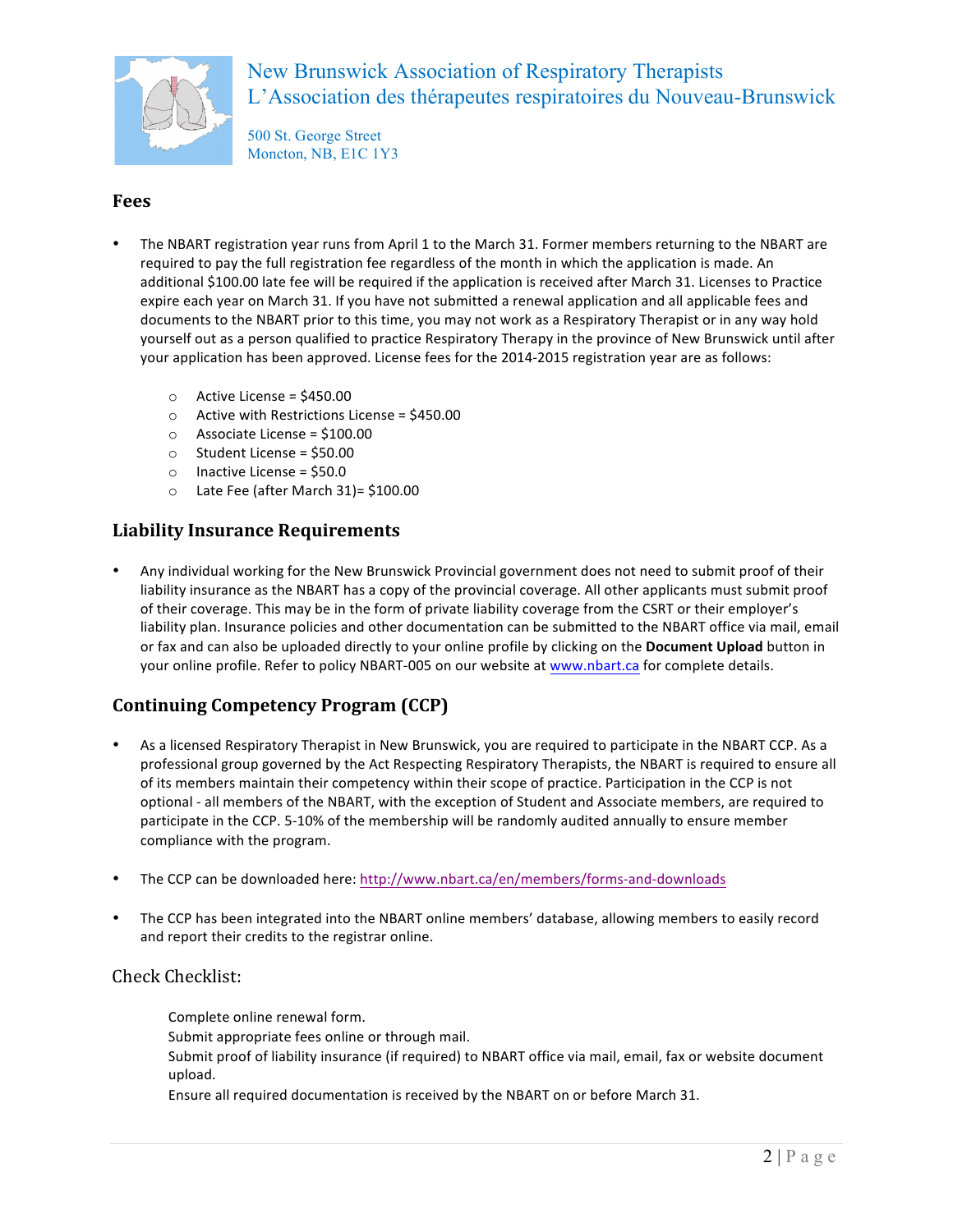New Brunswick Association of Respiratory Therapists
L'Association des thérapeutes respiratoires du Nouveau-Brunswick

500 St. George Street
Moncton, NB, E1C 1Y3

## Fees

- The NBART registration year runs from April 1 to the March 31. Former members returning to the NBART are required to pay the full registration fee regardless of the month in which the application is made. An additional $100.00 late fee will be required if the application is received after March 31. Licenses to Practice expire each year on March 31. If you have not submitted a renewal application and all applicable fees and documents to the NBART prior to this time, you may not work as a Respiratory Therapist or in any way hold yourself out as a person qualified to practice Respiratory Therapy in the province of New Brunswick until after your application has been approved. License fees for the 2014-2015 registration year are as follows:
  - Active License = $450.00
  - Active with Restrictions License = $450.00
  - Associate License = $100.00
  - Student License = $50.00
  - Inactive License = $50.0
  - Late Fee (after March 31)= $100.00

## Liability Insurance Requirements

- Any individual working for the New Brunswick Provincial government does not need to submit proof of their liability insurance as the NBART has a copy of the provincial coverage. All other applicants must submit proof of their coverage. This may be in the form of private liability coverage from the CSRT or their employer's liability plan. Insurance policies and other documentation can be submitted to the NBART office via mail, email or fax and can also be uploaded directly to your online profile by clicking on the **Document Upload** button in your online profile. Refer to policy NBART-005 on our website at www.nbart.ca for complete details.

## Continuing Competency Program (CCP)

- As a licensed Respiratory Therapist in New Brunswick, you are required to participate in the NBART CCP. As a professional group governed by the Act Respecting Respiratory Therapists, the NBART is required to ensure all of its members maintain their competency within their scope of practice. Participation in the CCP is not optional - all members of the NBART, with the exception of Student and Associate members, are required to participate in the CCP. 5-10% of the membership will be randomly audited annually to ensure member compliance with the program.

- The CCP can be downloaded here: http://www.nbart.ca/en/members/forms-and-downloads

- The CCP has been integrated into the NBART online members' database, allowing members to easily record and report their credits to the registrar online.

## Check Checklist:

Complete online renewal form.
Submit appropriate fees online or through mail.
Submit proof of liability insurance (if required) to NBART office via mail, email, fax or website document upload.
Ensure all required documentation is received by the NBART on or before March 31.